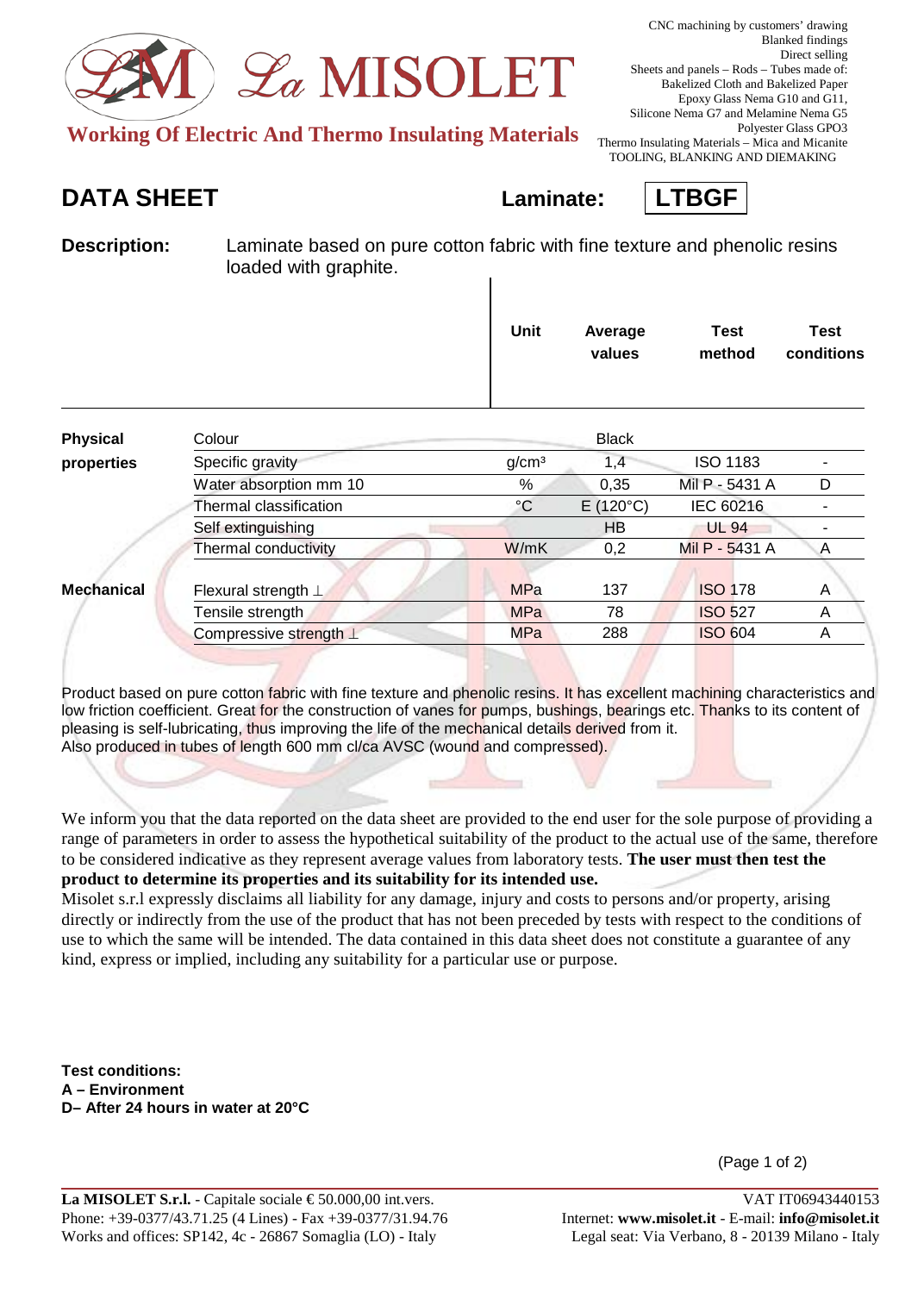# La MISOLET

**Working Of Electric And Thermo Insulating Materials**

CNC machining by customers' drawing
Blanked findings
Direct selling
Sheets and panels – Rods – Tubes made of:
Bakelized Cloth and Bakelized Paper
Epoxy Glass Nema G10 and G11,
Silicone Nema G7 and Melamine Nema G5
Polyester Glass GPO3
Thermo Insulating Materials – Mica and Micanite
TOOLING, BLANKING AND DIEMAKING

## DATA SHEET — Laminate: LTBGF

**Description:** Laminate based on pure cotton fabric with fine texture and phenolic resins loaded with graphite.

| | | Unit | Average values | Test method | Test conditions |
|---|---|---|---|---|---|
| **Physical properties** | Colour | | Black | | |
| | Specific gravity | g/cm³ | 1,4 | ISO 1183 | - |
| | Water absorption mm 10 | % | 0,35 | Mil P - 5431 A | D |
| | Thermal classification | °C | E (120°C) | IEC 60216 | - |
| | Self extinguishing | | HB | UL 94 | - |
| | Thermal conductivity | W/mK | 0,2 | Mil P - 5431 A | A |
| **Mechanical** | Flexural strength ⊥ | MPa | 137 | ISO 178 | A |
| | Tensile strength | MPa | 78 | ISO 527 | A |
| | Compressive strength ⊥ | MPa | 288 | ISO 604 | A |

Product based on pure cotton fabric with fine texture and phenolic resins. It has excellent machining characteristics and low friction coefficient. Great for the construction of vanes for pumps, bushings, bearings etc. Thanks to its content of pleasing is self-lubricating, thus improving the life of the mechanical details derived from it.
Also produced in tubes of length 600 mm cl/ca AVSC (wound and compressed).

We inform you that the data reported on the data sheet are provided to the end user for the sole purpose of providing a range of parameters in order to assess the hypothetical suitability of the product to the actual use of the same, therefore to be considered indicative as they represent average values from laboratory tests. **The user must then test the product to determine its properties and its suitability for its intended use.**
Misolet s.r.l expressly disclaims all liability for any damage, injury and costs to persons and/or property, arising directly or indirectly from the use of the product that has not been preceded by tests with respect to the conditions of use to which the same will be intended. The data contained in this data sheet does not constitute a guarantee of any kind, express or implied, including any suitability for a particular use or purpose.

**Test conditions:**
**A – Environment**
**D– After 24 hours in water at 20°C**

**La MISOLET S.r.l.** - Capitale sociale € 50.000,00 int.vers. — VAT IT06943440153
Phone: +39-0377/43.71.25 (4 Lines) - Fax +39-0377/31.94.76 — Internet: **www.misolet.it** - E-mail: **info@misolet.it**
Works and offices: SP142, 4c - 26867 Somaglia (LO) - Italy — Legal seat: Via Verbano, 8 - 20139 Milano - Italy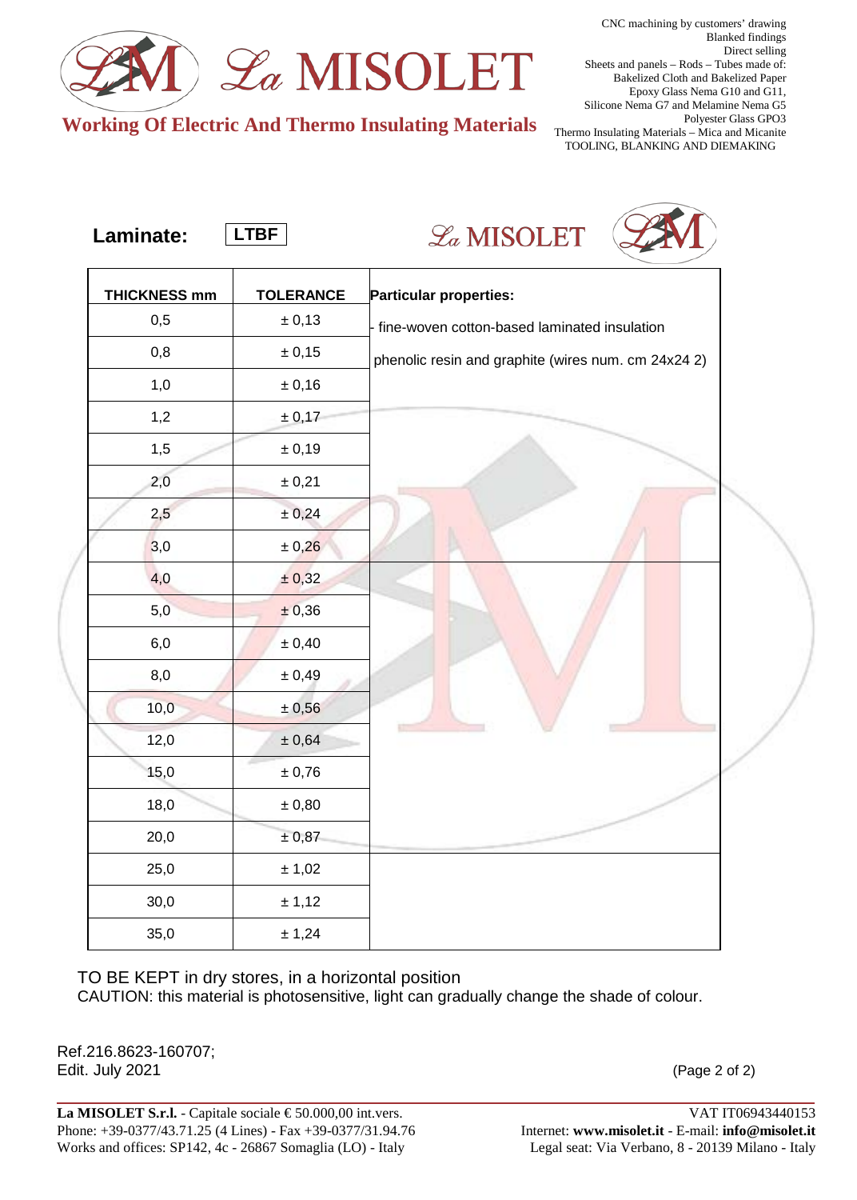# La MISOLET

**Working Of Electric And Thermo Insulating Materials**

CNC machining by customers' drawing
Blanked findings
Direct selling
Sheets and panels – Rods – Tubes made of:
Bakelized Cloth and Bakelized Paper
Epoxy Glass Nema G10 and G11,
Silicone Nema G7 and Melamine Nema G5
Polyester Glass GPO3
Thermo Insulating Materials – Mica and Micanite
TOOLING, BLANKING AND DIEMAKING

**Laminate:** **LTBF**

La MISOLET

| THICKNESS mm | TOLERANCE | Particular properties: |
|---|---|---|
| 0,5 | ± 0,13 | - fine-woven cotton-based laminated insulation |
| 0,8 | ± 0,15 | phenolic resin and graphite (wires num. cm 24x24 2) |
| 1,0 | ± 0,16 | |
| 1,2 | ± 0,17 | |
| 1,5 | ± 0,19 | |
| 2,0 | ± 0,21 | |
| 2,5 | ± 0,24 | |
| 3,0 | ± 0,26 | |
| 4,0 | ± 0,32 | |
| 5,0 | ± 0,36 | |
| 6,0 | ± 0,40 | |
| 8,0 | ± 0,49 | |
| 10,0 | ± 0,56 | |
| 12,0 | ± 0,64 | |
| 15,0 | ± 0,76 | |
| 18,0 | ± 0,80 | |
| 20,0 | ± 0,87 | |
| 25,0 | ± 1,02 | |
| 30,0 | ± 1,12 | |
| 35,0 | ± 1,24 | |

TO BE KEPT in dry stores, in a horizontal position
CAUTION: this material is photosensitive, light can gradually change the shade of colour.

Ref.216.8623-160707;
Edit. July 2021

**La MISOLET S.r.l.** - Capitale sociale € 50.000,00 int.vers.
Phone: +39-0377/43.71.25 (4 Lines) - Fax +39-0377/31.94.76
Works and offices: SP142, 4c - 26867 Somaglia (LO) - Italy

VAT IT06943440153
Internet: **www.misolet.it** - E-mail: **info@misolet.it**
Legal seat: Via Verbano, 8 - 20139 Milano - Italy